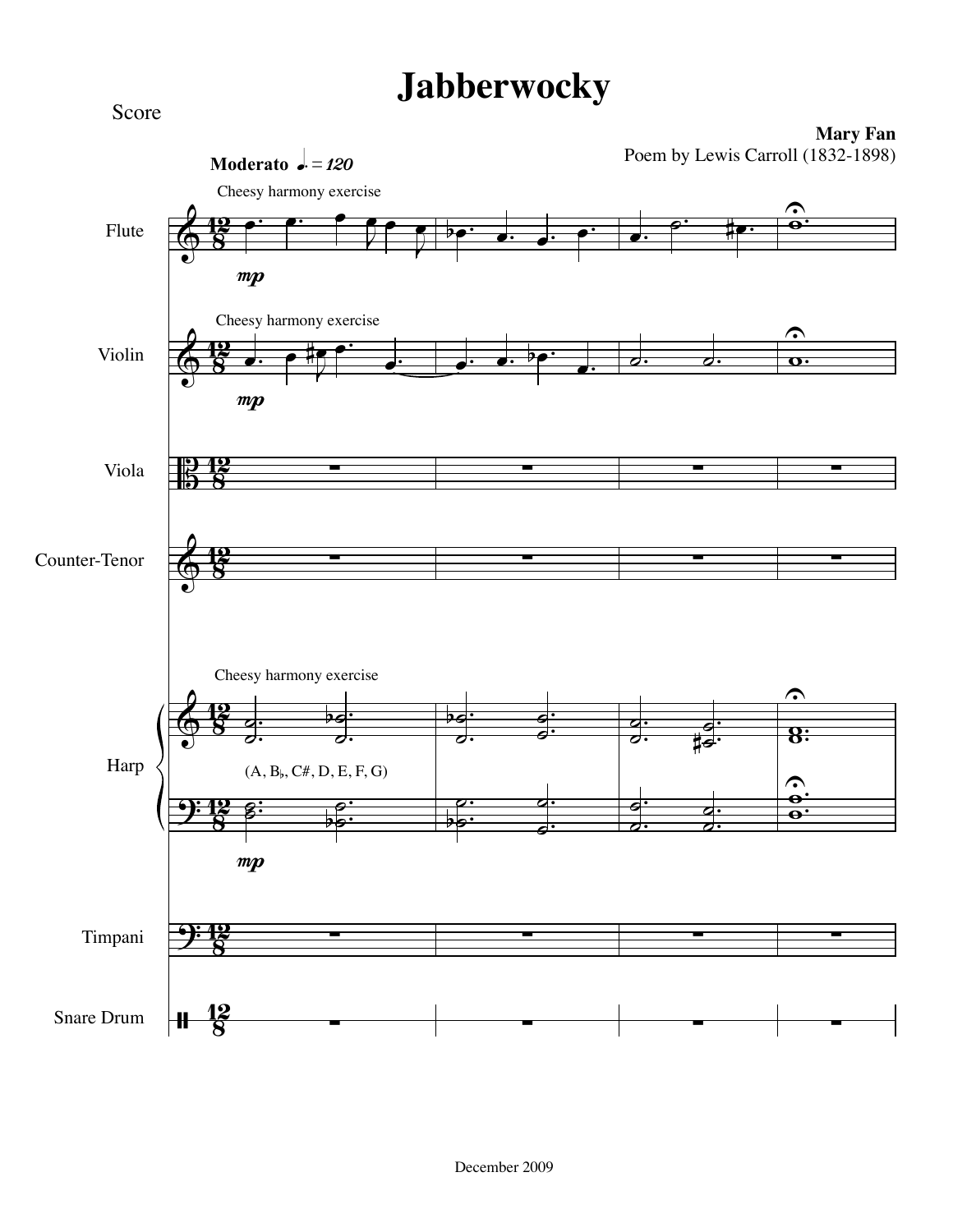# Jabberwocky

Score

**Mary Fan**

Poem by Lewis Carroll (1832-1898)

**Moderato** ♩. = 120

Cheesy harmony exercise

Flute

*mp*

Cheesy harmony exercise

Violin

*mp*

Viola

Counter-Tenor

Cheesy harmony exercise

Harp

(A, B♭, C#, D, E, F, G)

*mp*

Timpani

Snare Drum

December 2009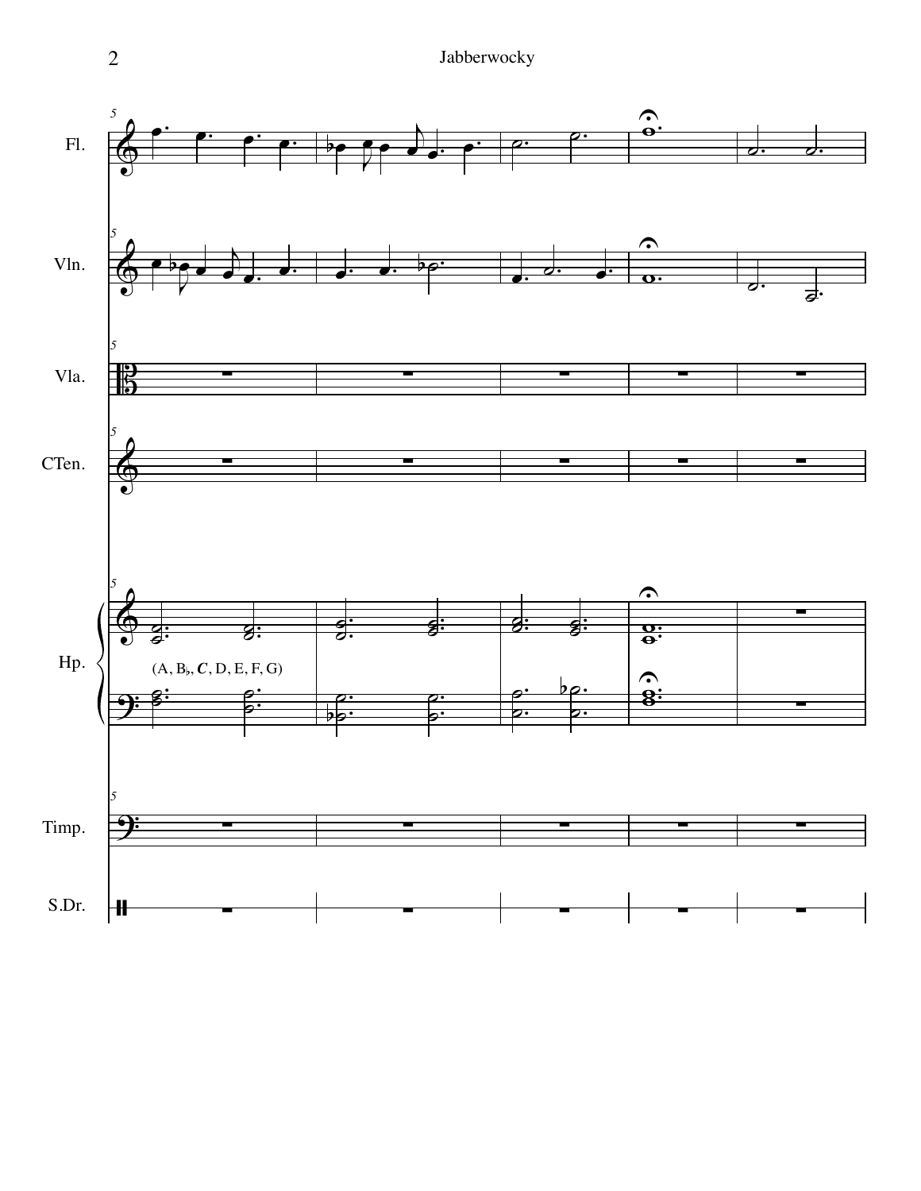Fl.

Vln.

Vla.

CTen.

Hp.

(A, B♭, *C*, D, E, F, G)

Timp.

S.Dr.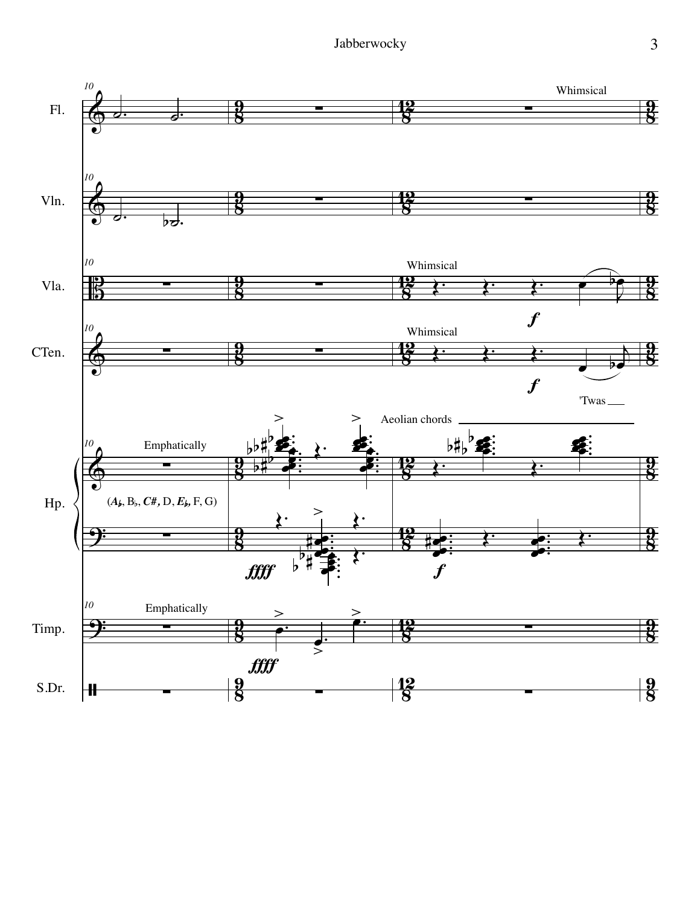Fl.

Vln.

Vla.

CTen.

Hp.

Timp.

S.Dr.

Whimsical

Emphatically

(A♭, B♭, C#, D, E♭, F, G)

Aeolian chords

'Twas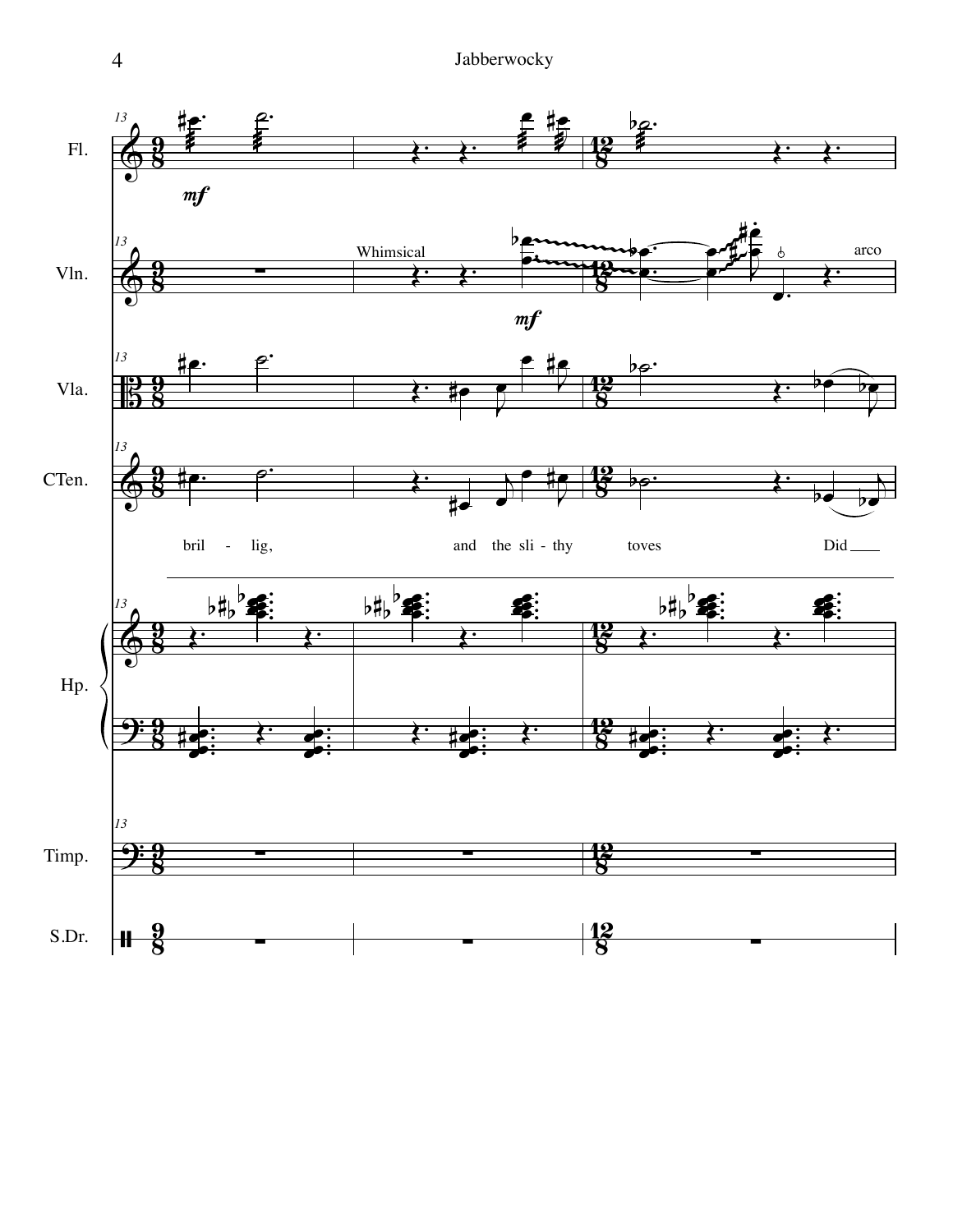Fl.

*mf*

Vln.

Whimsical

*mf*

arco

Vla.

CTen.

bril - lig, and the sli - thy toves Did

Hp.

Timp.

S.Dr.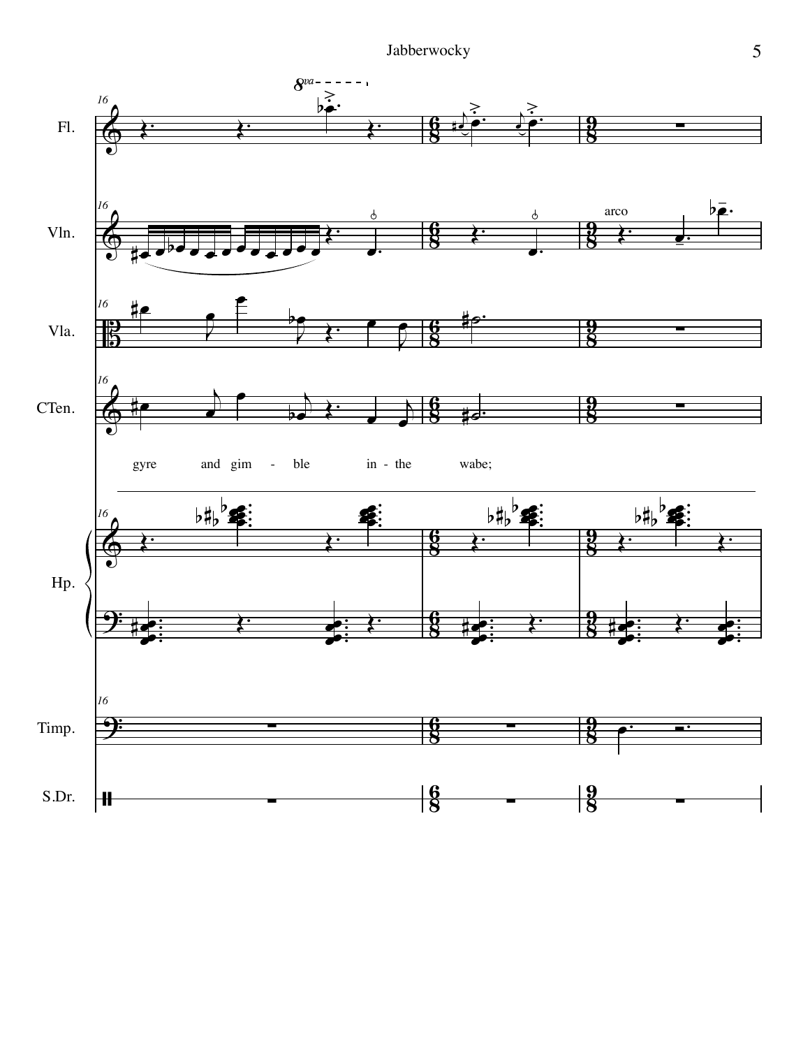gyre and gim - ble in - the wabe;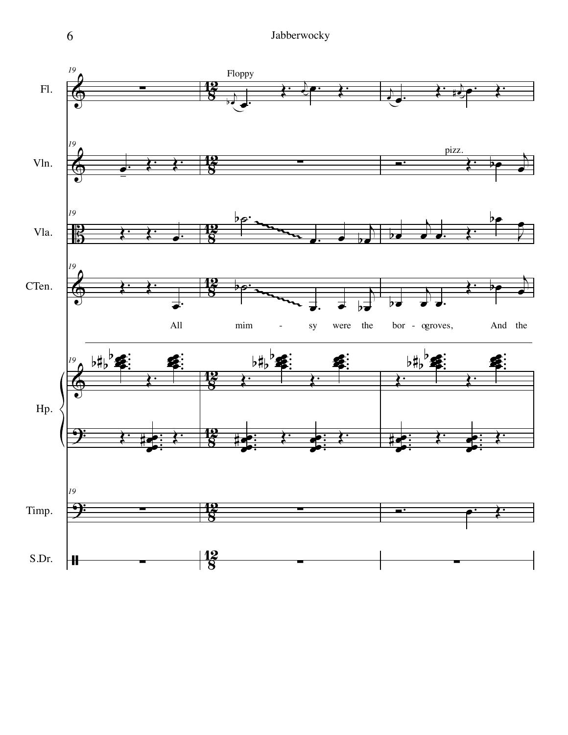Fl. — Floppy

Vln. — pizz.

Vla.

CTen.

All mim - sy were the bor - ogroves, And the

Hp.

Timp.

S.Dr.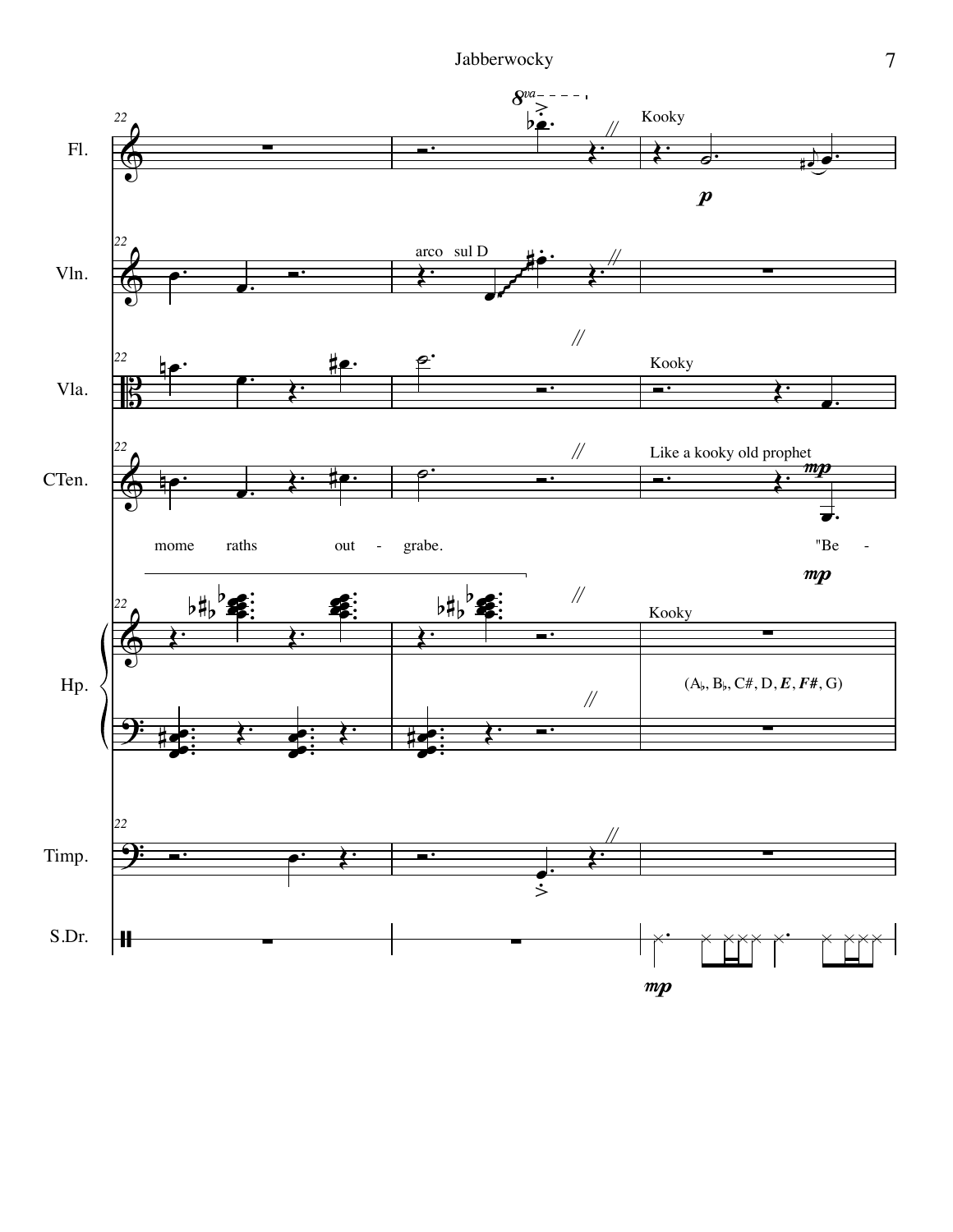Fl.

Kooky

*p*

Vln.

arco sul D

Vla.

Kooky

CTen.

Like a kooky old prophet

*mp*

mome raths out - grabe. "Be -

*mp*

Hp.

Kooky

(A♭, B♭, C#, D, *E*, *F#*, G)

Timp.

S.Dr.

*mp*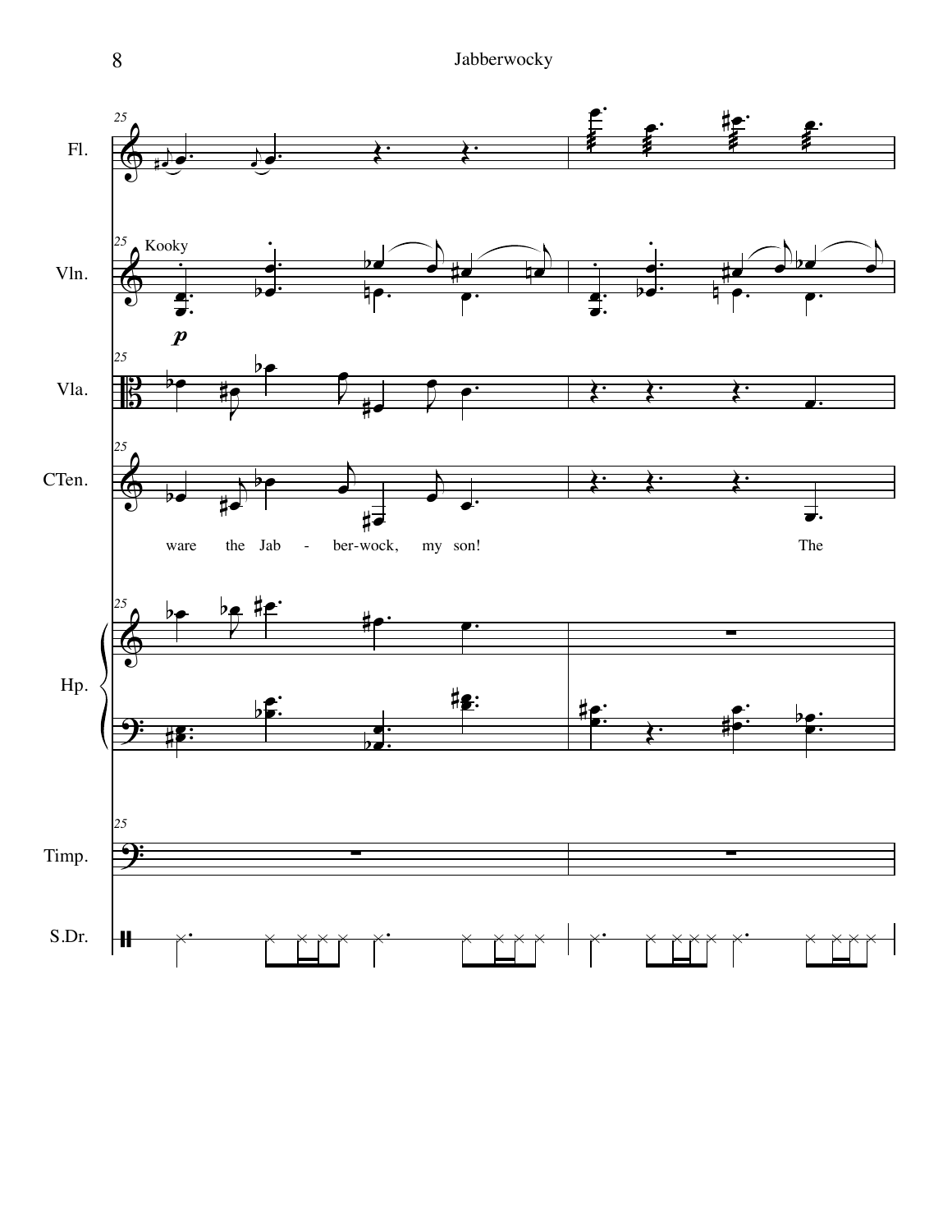Fl.

Vln.

Kooky

*p*

Vla.

CTen.

ware the Jab - ber-wock, my son! The

Hp.

Timp.

S.Dr.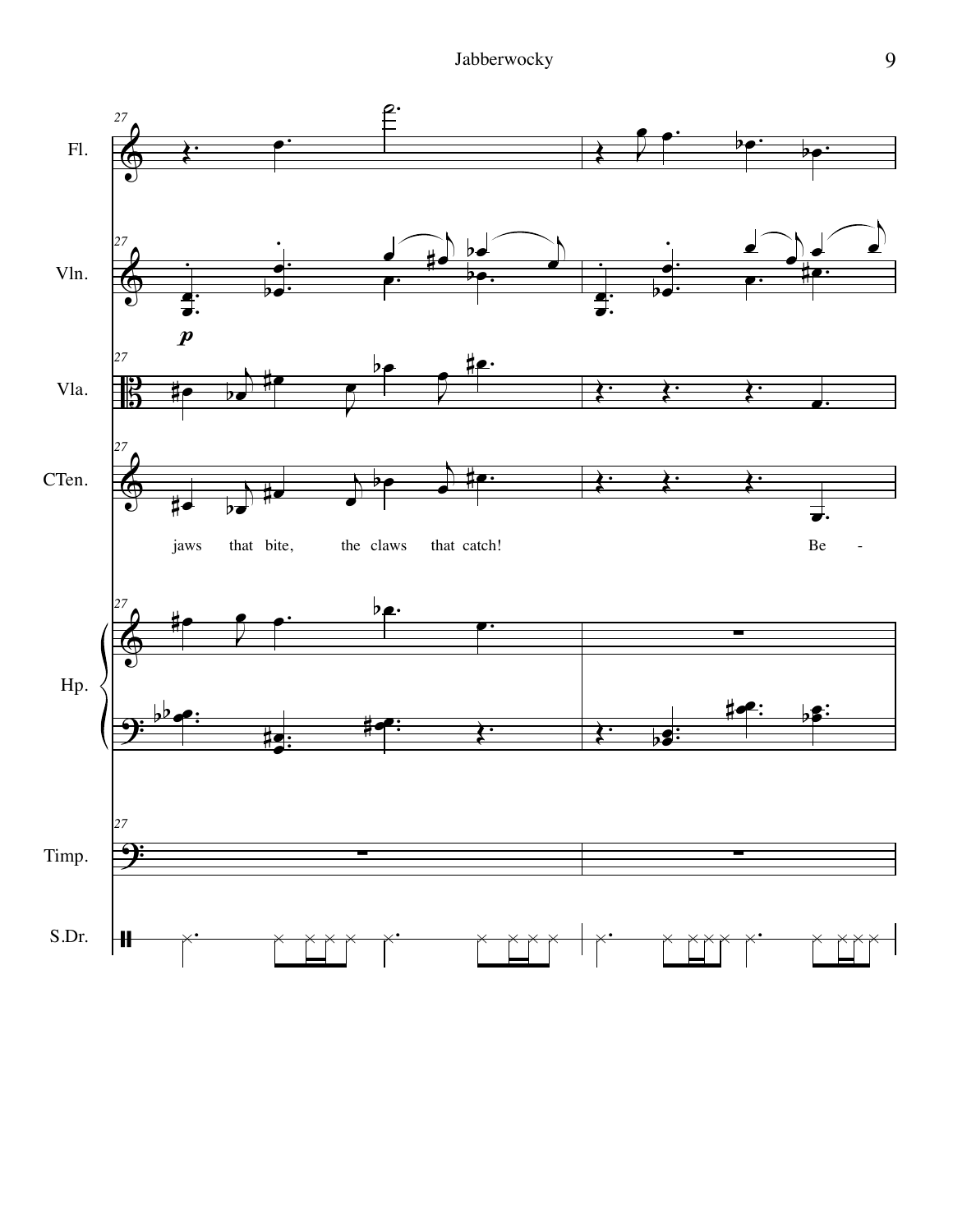jaws that bite, the claws that catch! Be -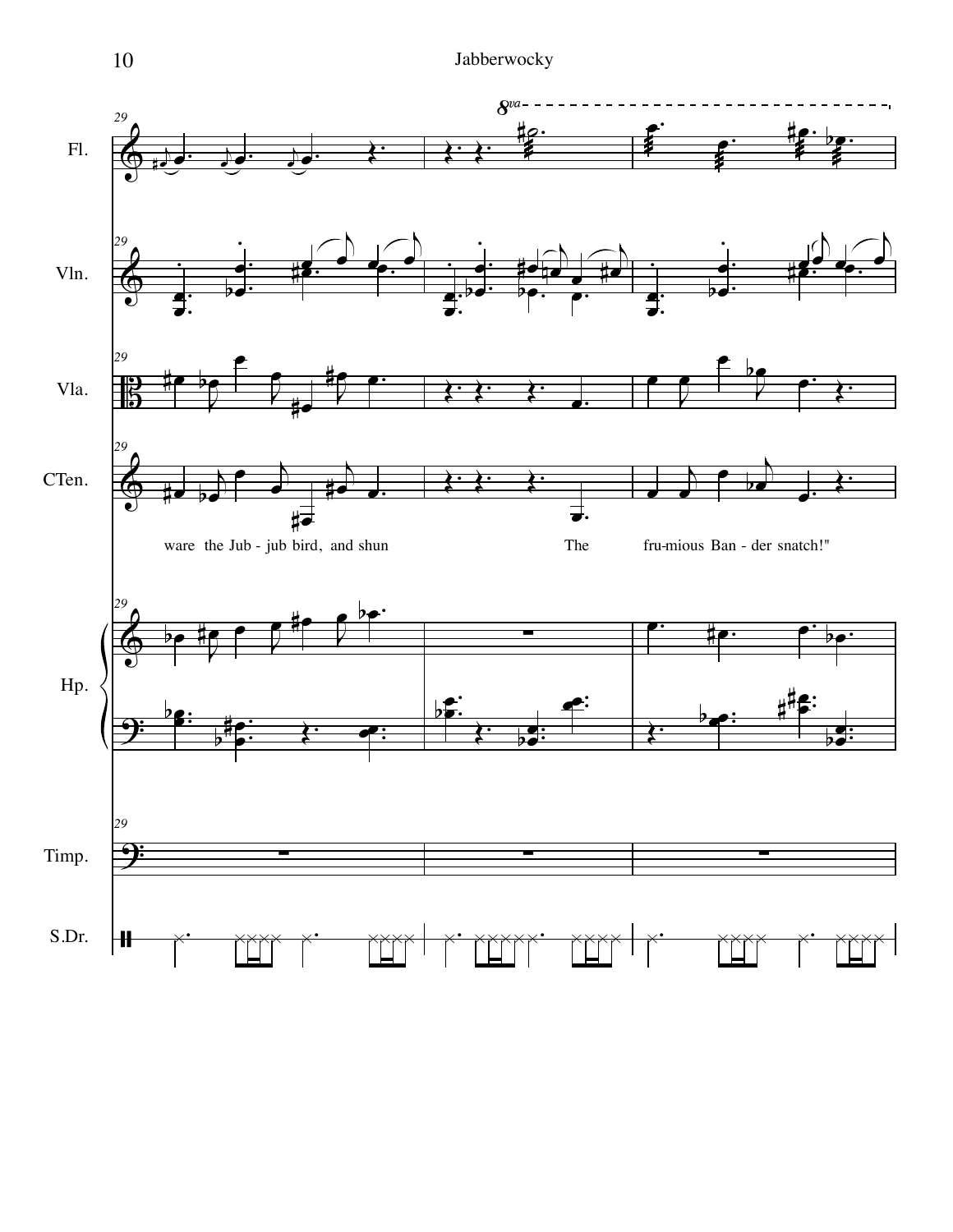Fl.

Vln.

Vla.

CTen.

ware the Jub - jub bird, and shun The fru-mious Ban - der snatch!"

Hp.

Timp.

S.Dr.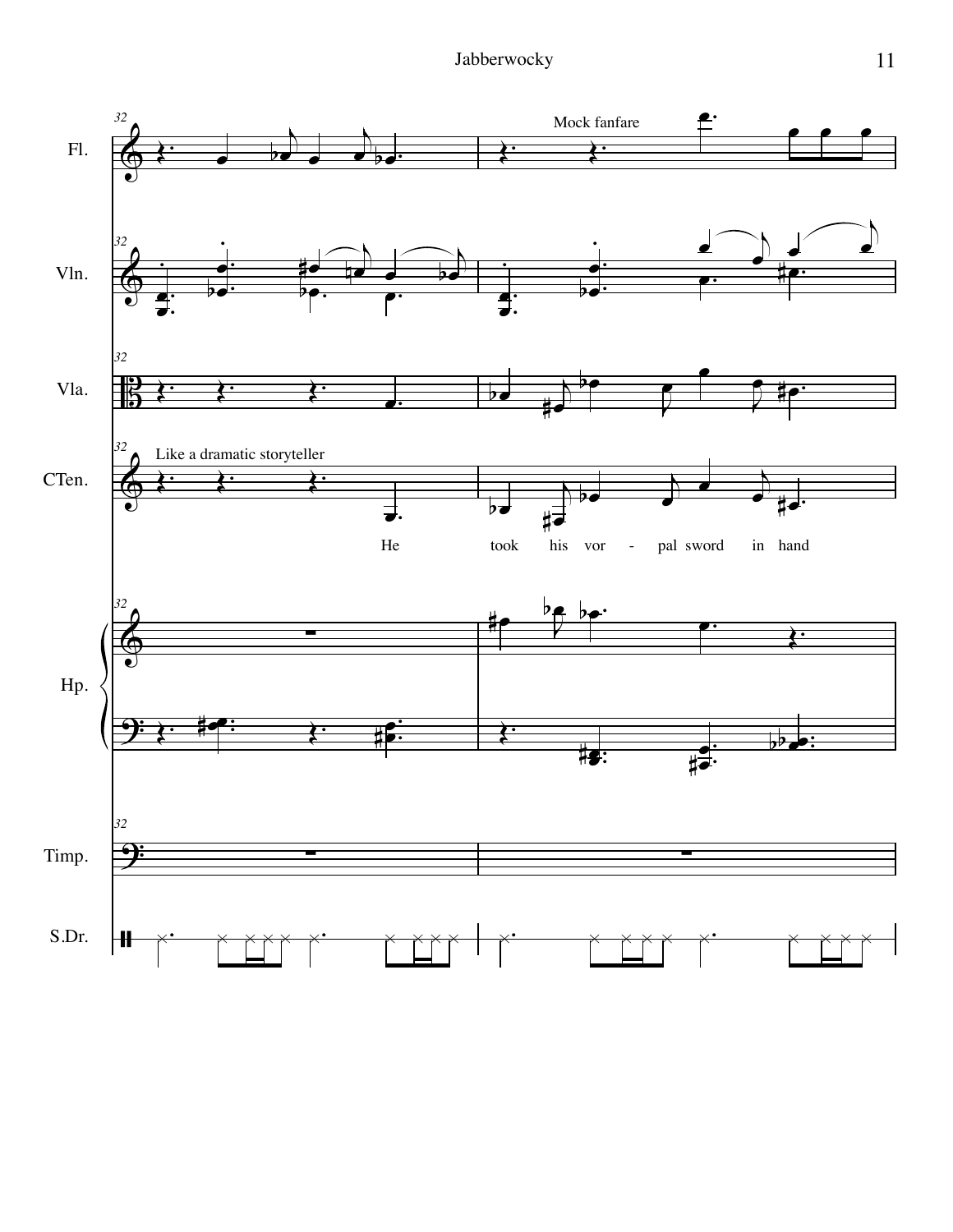Fl.

Vln.

Vla.

CTen.

Hp.

Timp.

S.Dr.

Mock fanfare

Like a dramatic storyteller

He took his vor - pal sword in hand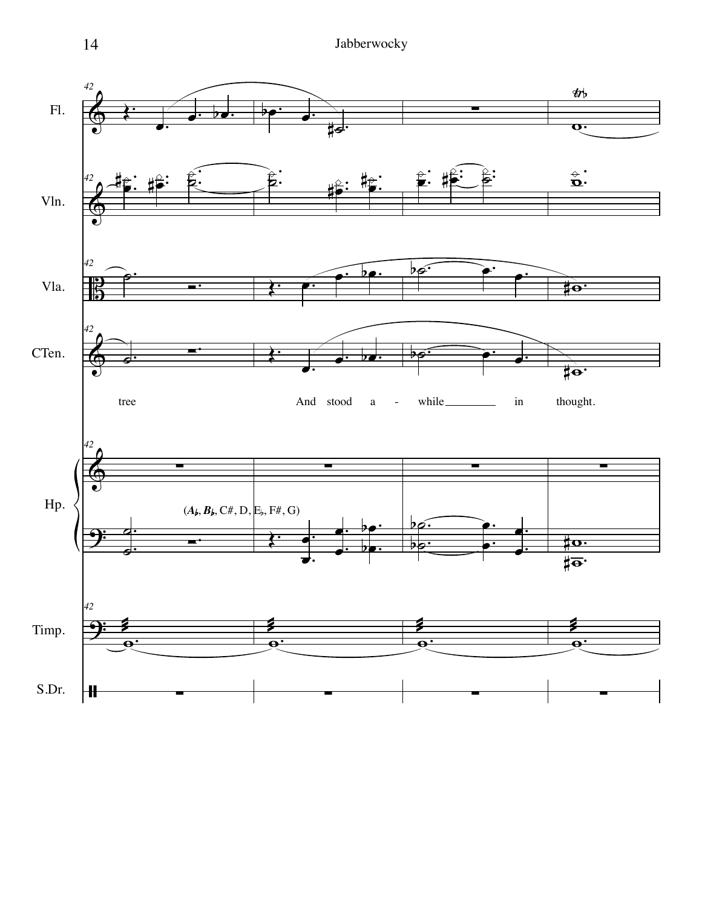Fl.

Vln.

Vla.

CTen.

tree And stood a - while in thought.

Hp.

(A♭, B♭, C#, D, E♭, F#, G)

Timp.

S.Dr.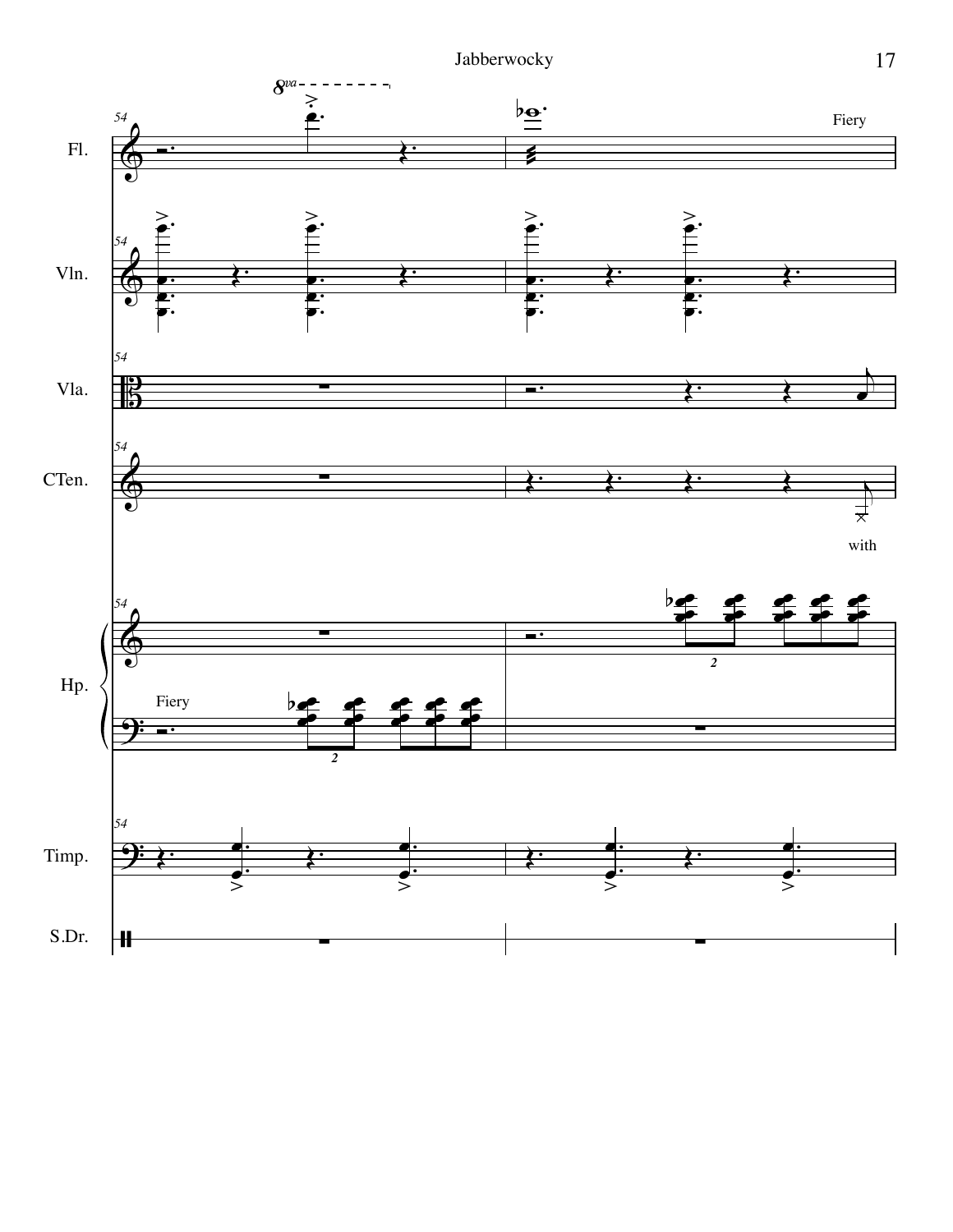Fl.

Vln.

Vla.

CTen.

Hp.

Timp.

S.Dr.

Fiery

with

Fiery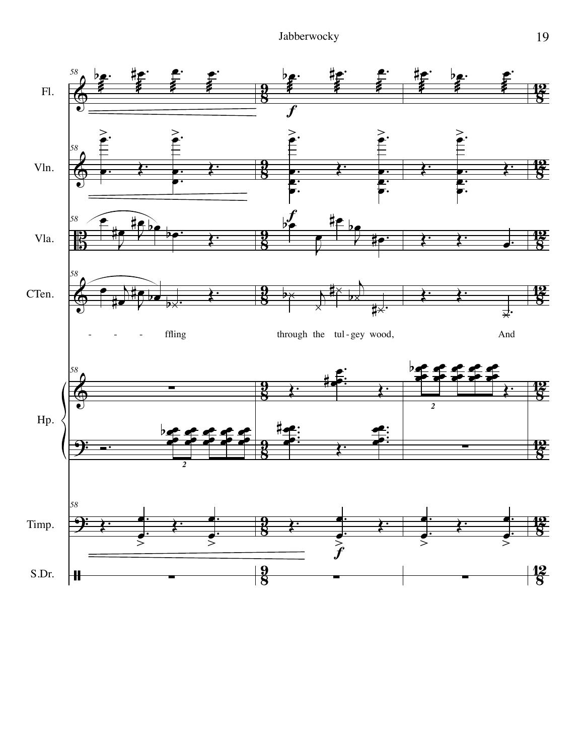Fl.

Vln.

Vla.

CTen.

- - - - ffling through the tul - gey wood, And

Hp.

Timp.

S.Dr.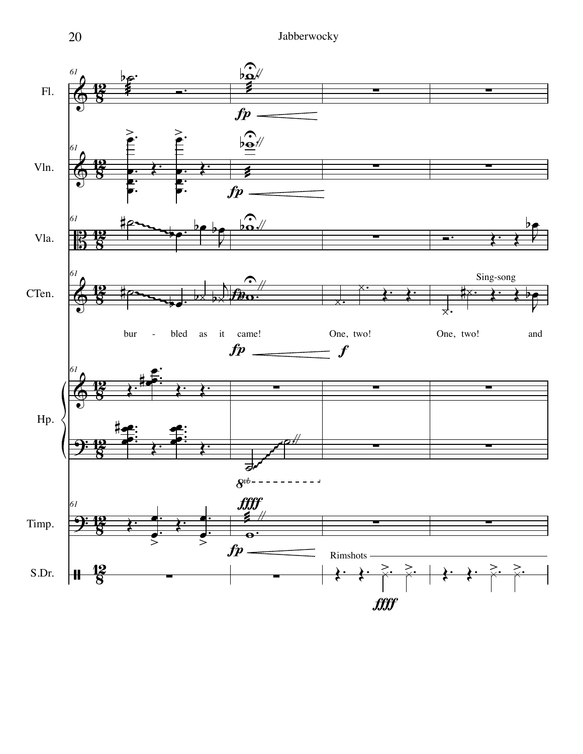Fl.

Vln.

Vla.

CTen.

Sing-song

bur - bled as it came! One, two! One, two! and

Hp.

Timp.

Rimshots

S.Dr.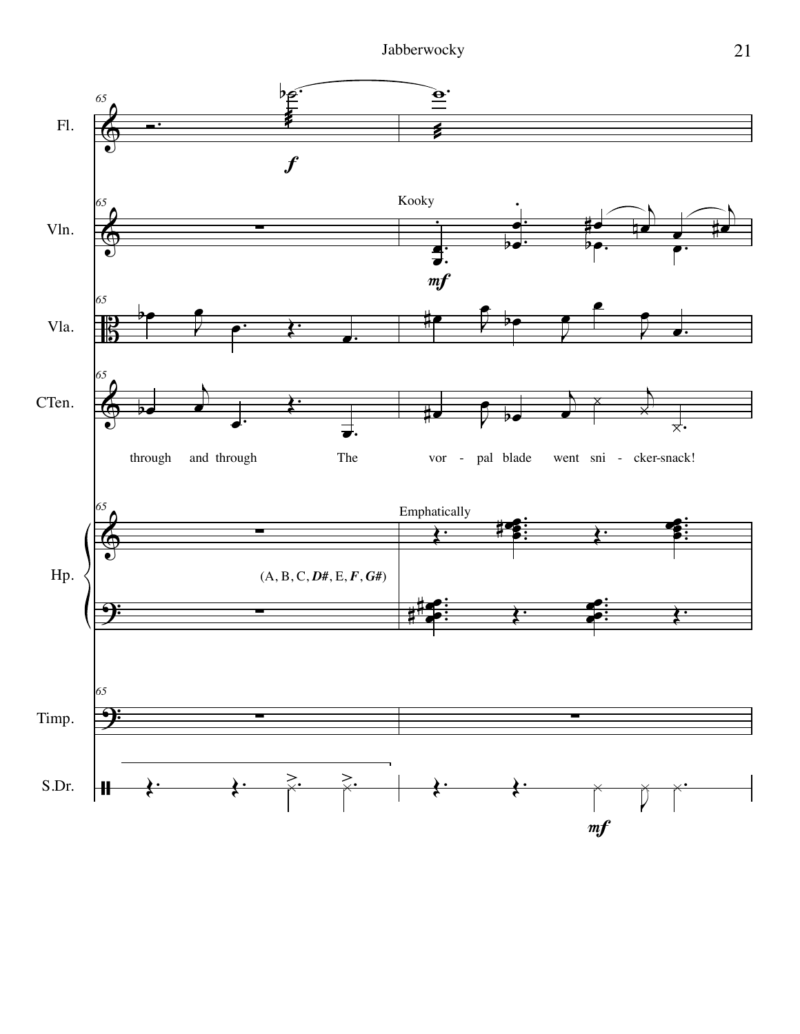Fl.

Vln. — Kooky — *mf*

Vla.

CTen. — through and through The vor - pal blade went sni - cker-snack!

Hp. — Emphatically — (A, B, C, ***D#***, E, ***F***, ***G#***)

Timp.

S.Dr. — *mf*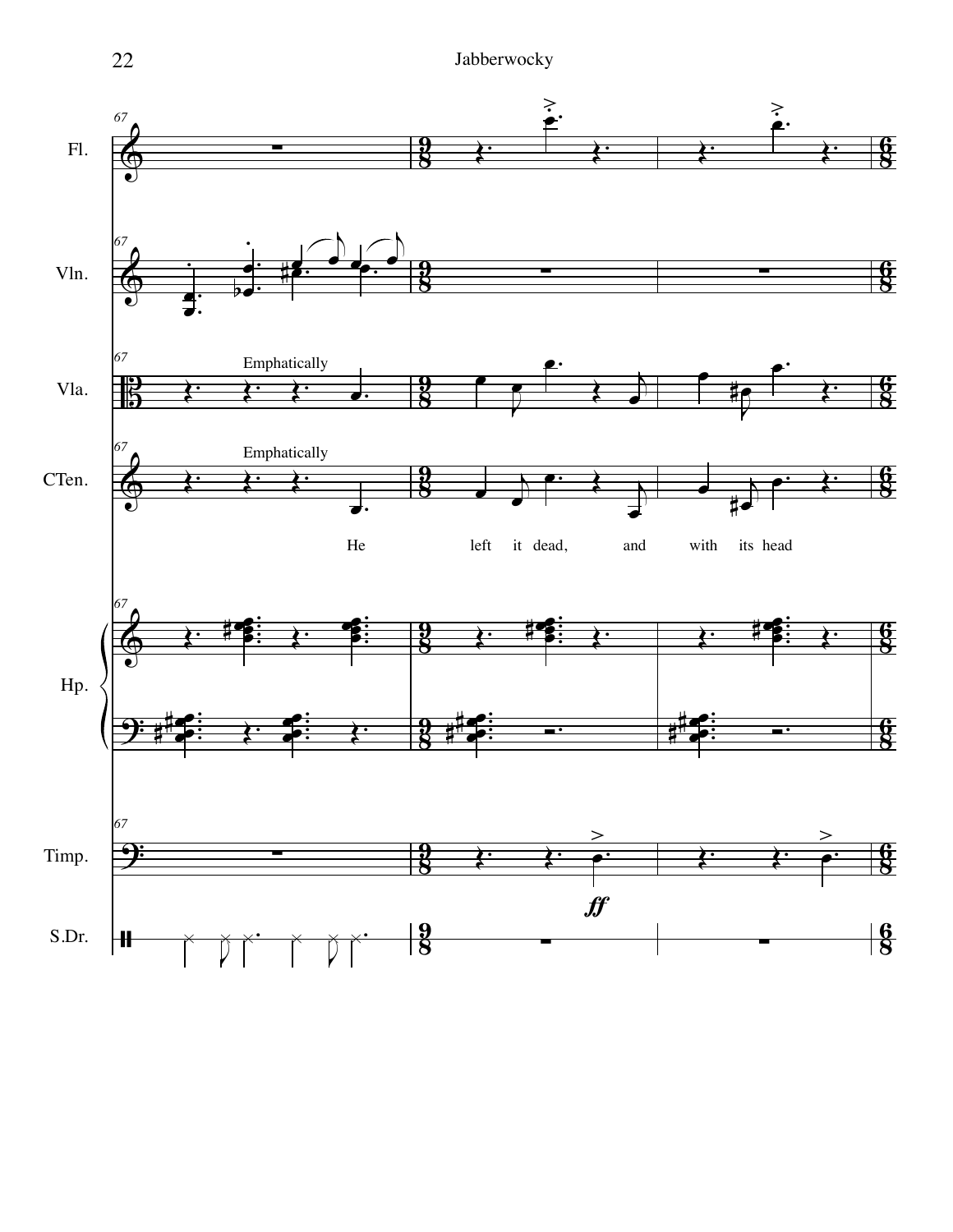Fl.

Vln.

Vla. — Emphatically

CTen. — Emphatically

He left it dead, and with its head

Hp.

Timp. — *ff*

S.Dr.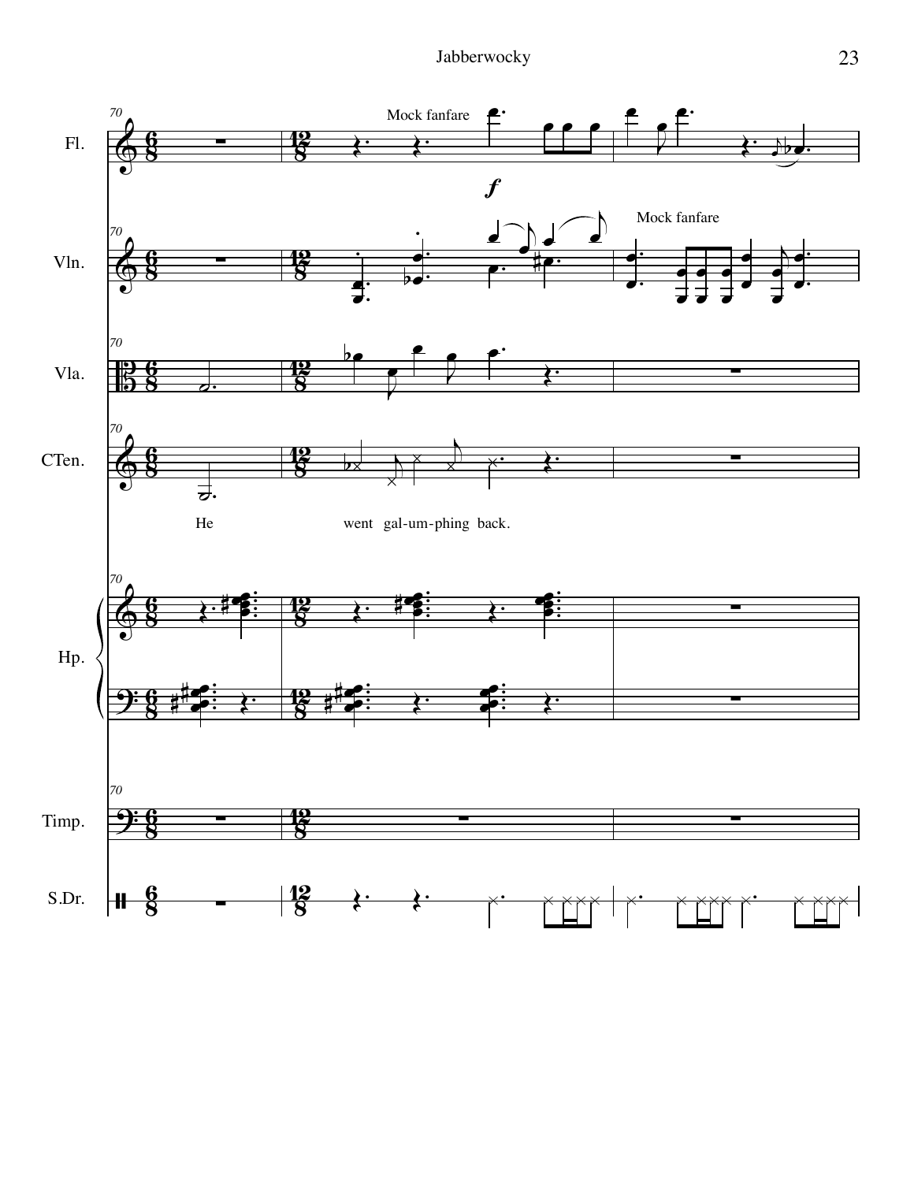Fl.

Mock fanfare

*f*

Vln.

Mock fanfare

Vla.

CTen.

He went gal-um-phing back.

Hp.

Timp.

S.Dr.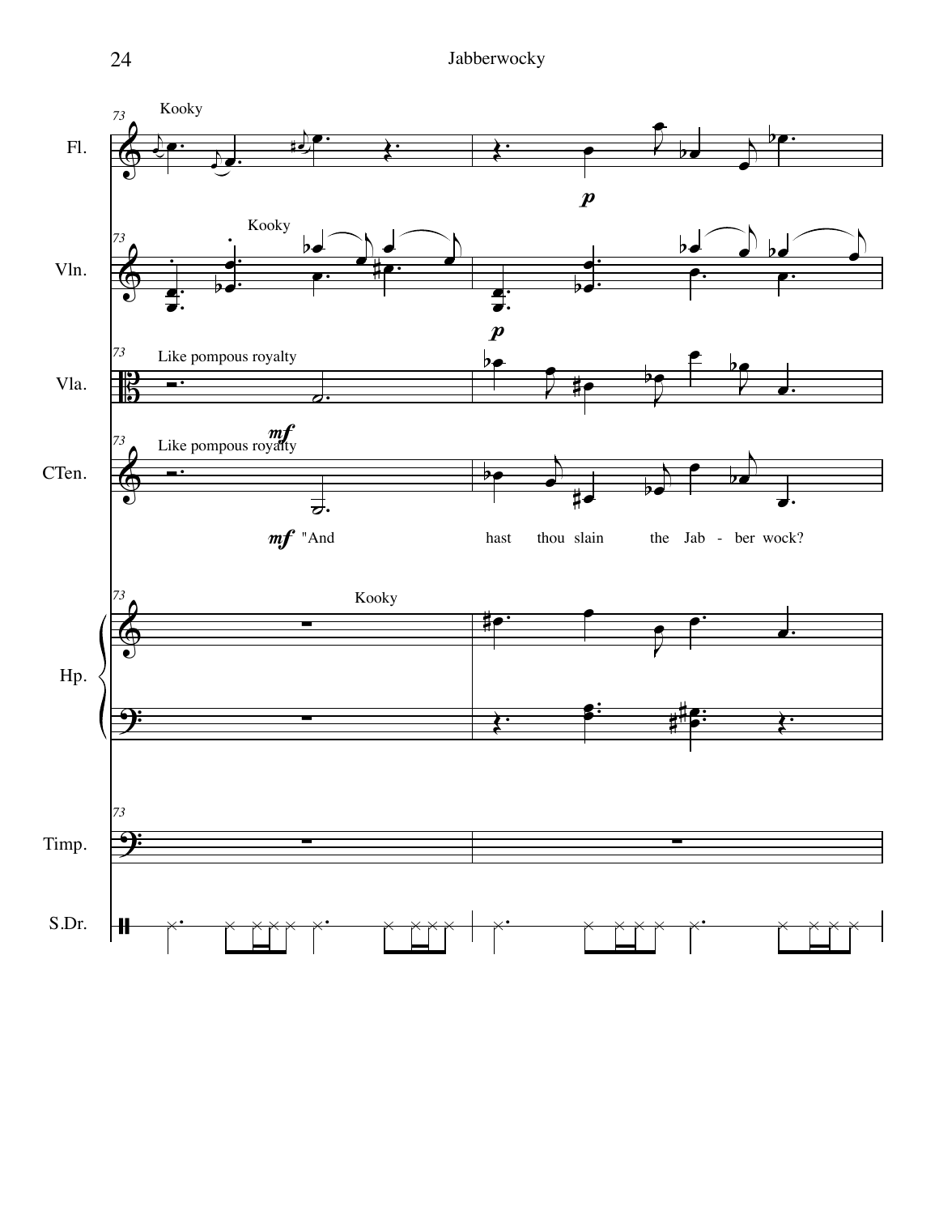Kooky

Fl.

Vln.

Vla.

CTen.

Hp.

Timp.

S.Dr.

Kooky

Like pompous royalty

Like pompous royalty

"And hast thou slain the Jab - ber wock?

Kooky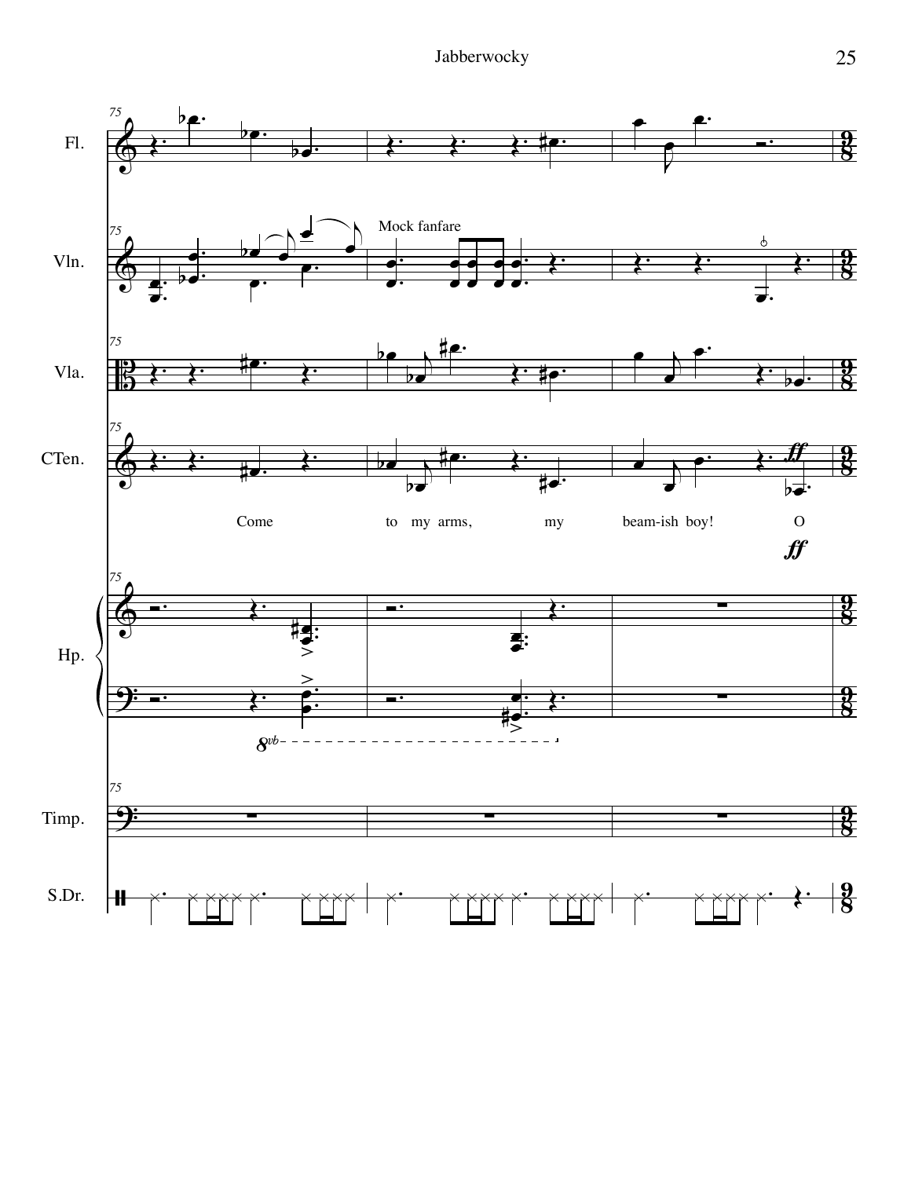Fl.

Vln.

Mock fanfare

Vla.

CTen.

Come to my arms, my beam-ish boy! O

*ff*

Hp.

Timp.

S.Dr.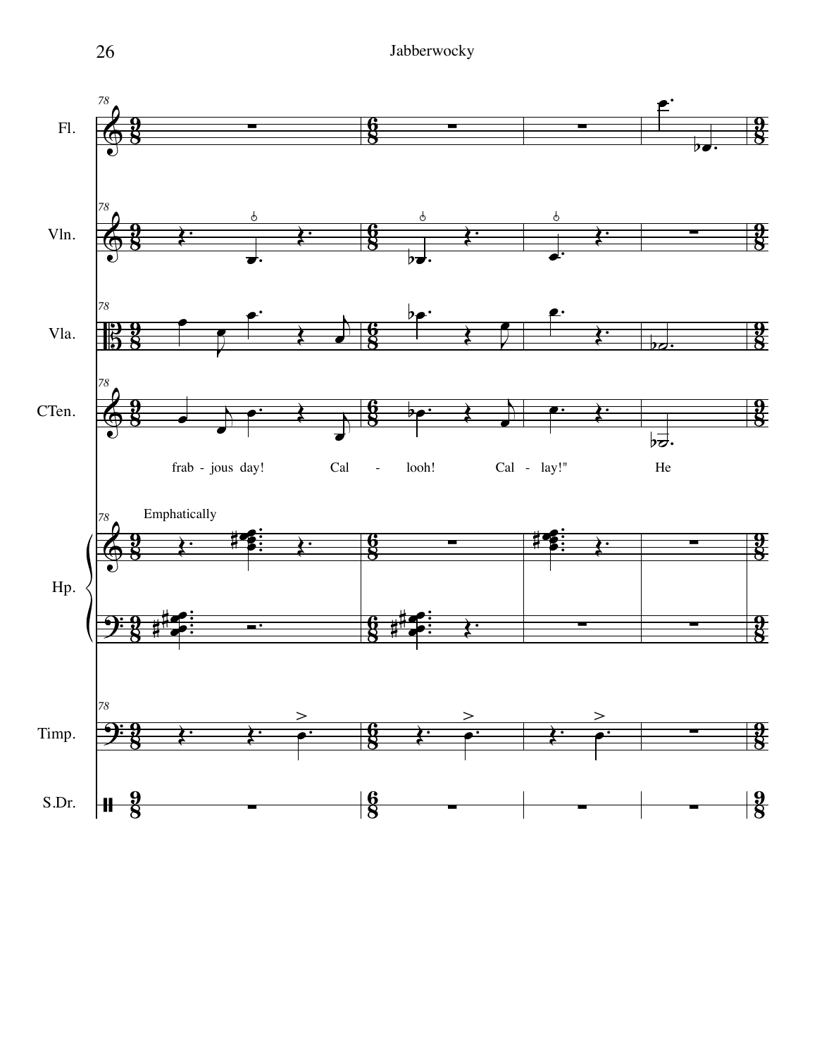Fl.

Vln.

Vla.

CTen.

frab - jous day! Cal - looh! Cal - lay!" He

Emphatically

Hp.

Timp.

S.Dr.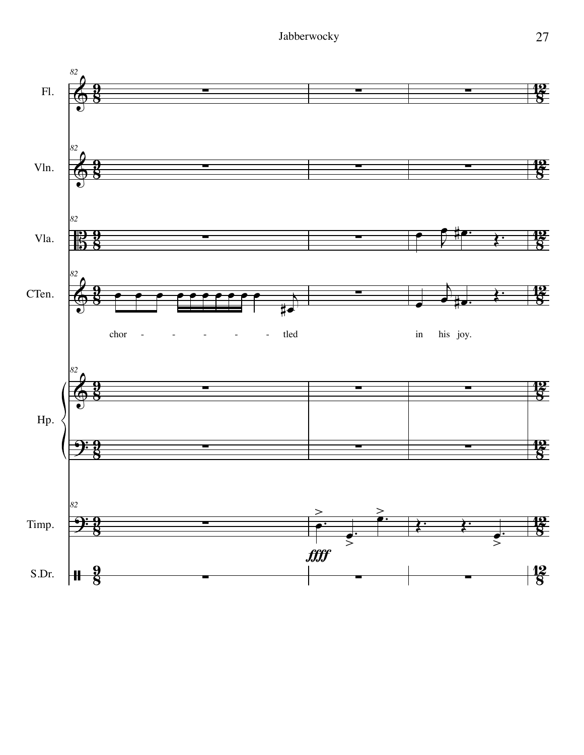Fl.

Vln.

Vla.

CTen.

chor - - - - - - tled in his joy.

Hp.

Timp.

*ffff*

S.Dr.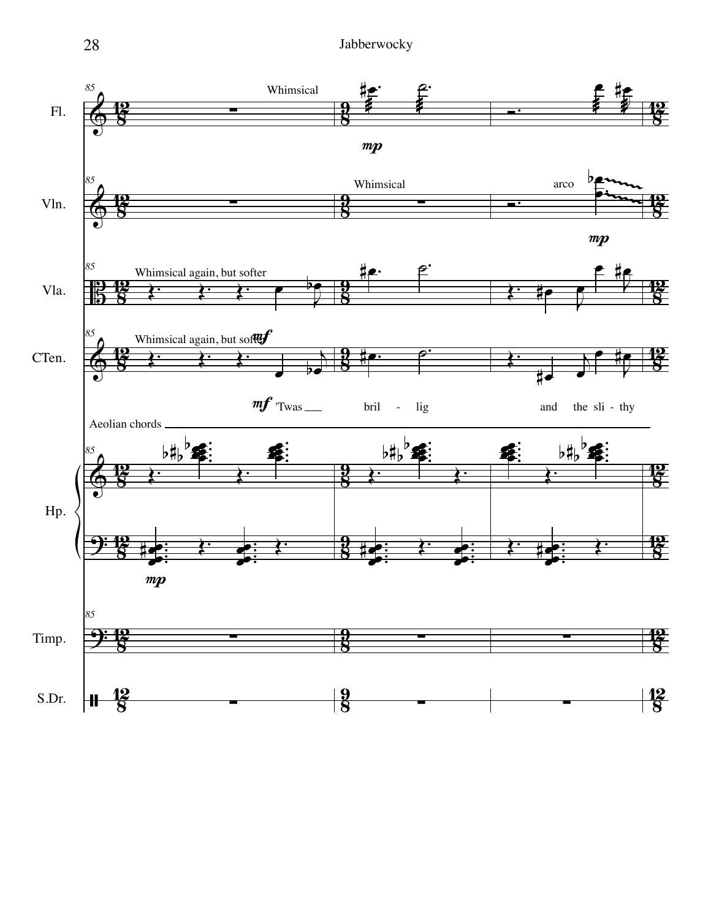Fl. — Whimsical — *mp*

Vln. — Whimsical — arco — *mp*

Vla. — Whimsical again, but softer

CTen. — Whimsical again, but softer — *mf*

*mf* 'Twas bril - lig and the sli - thy

Hp. — Aeolian chords — *mp*

Timp.

S.Dr.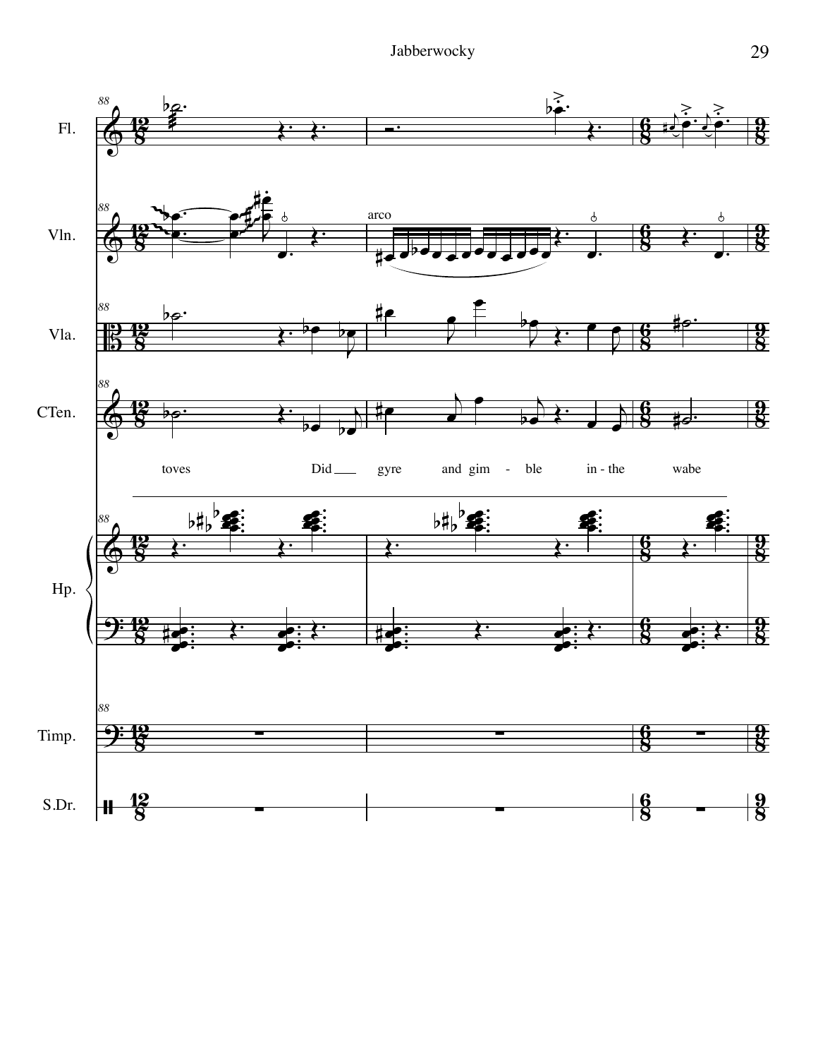Fl.

Vln.

arco

Vla.

CTen.

toves Did gyre and gim - ble in - the wabe

Hp.

Timp.

S.Dr.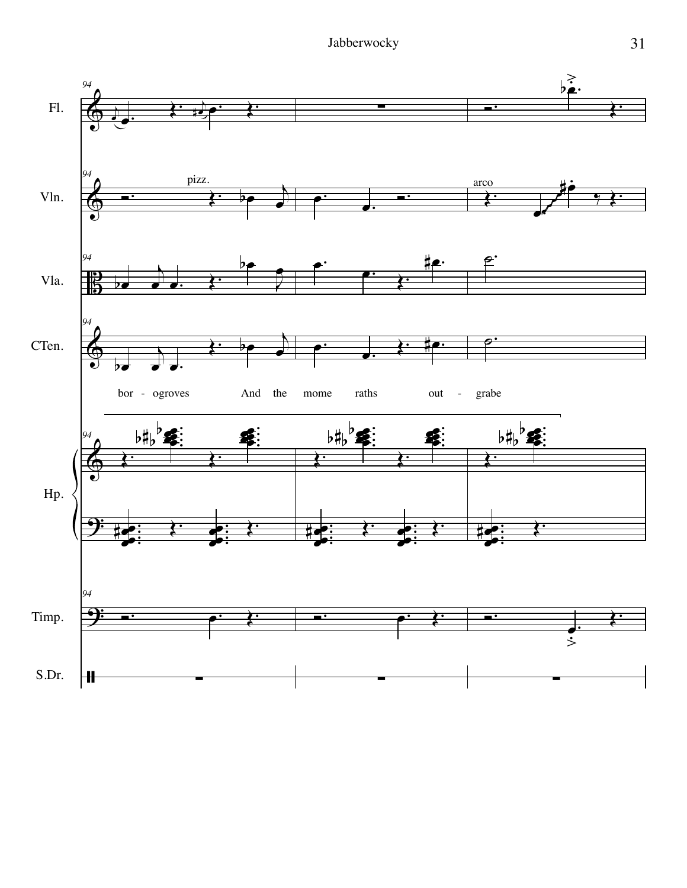Fl.

Vln.

pizz.

arco

Vla.

CTen.

bor - ogroves And the mome raths out - grabe

Hp.

Timp.

S.Dr.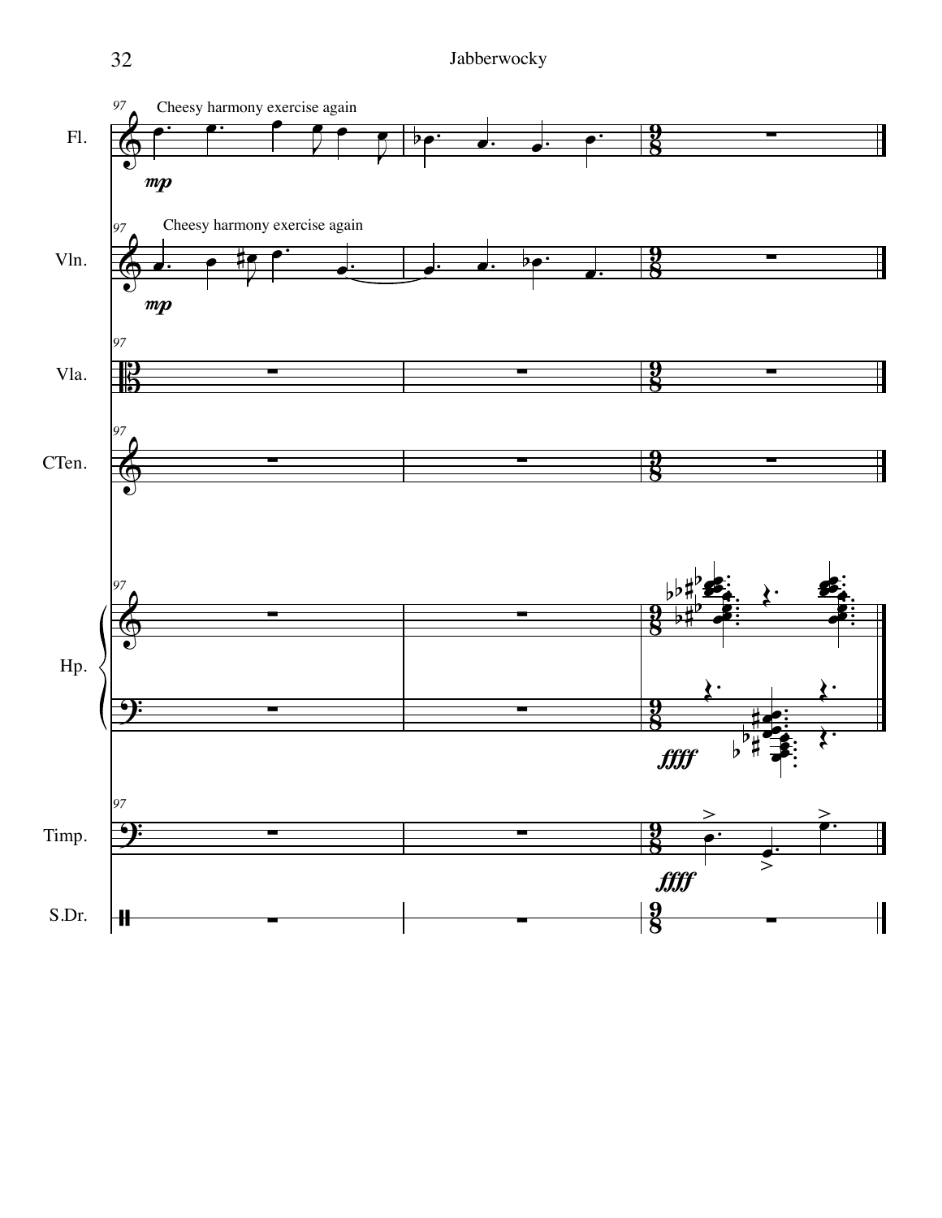Fl.

Cheesy harmony exercise again

*mp*

Vln.

Cheesy harmony exercise again

*mp*

Vla.

CTen.

Hp.

*ffff*

Timp.

*ffff*

S.Dr.